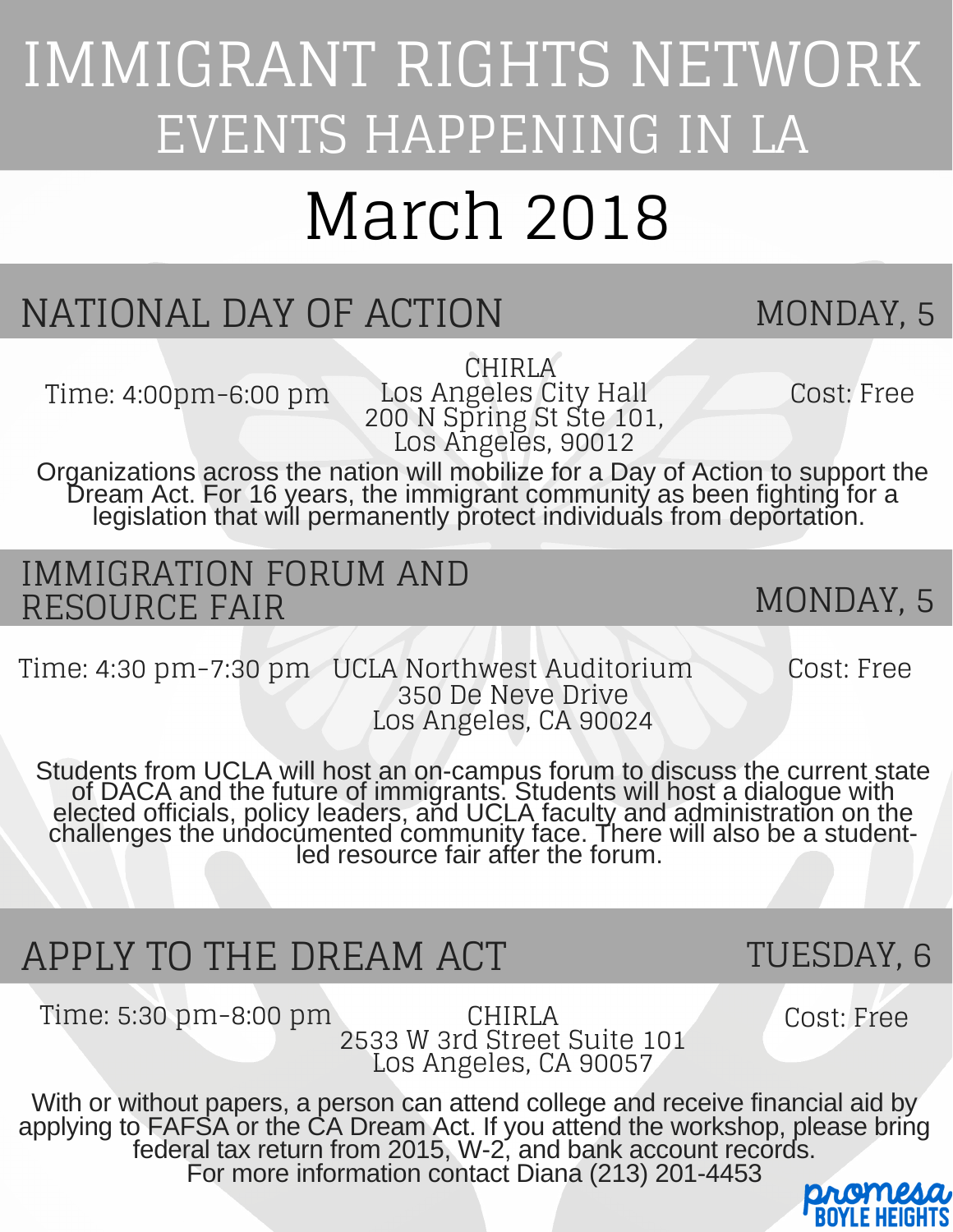# IMMIGRANT RIGHTS NETWORK
## EVENTS HAPPENING IN LA

# March 2018

## NATIONAL DAY OF ACTION — MONDAY, 5

Time: 4:00pm-6:00 pm

CHIRLA
Los Angeles City Hall
200 N Spring St Ste 101,
Los Angeles, 90012

Cost: Free

Organizations across the nation will mobilize for a Day of Action to support the Dream Act. For 16 years, the immigrant community as been fighting for a legislation that will permanently protect individuals from deportation.

## IMMIGRATION FORUM AND RESOURCE FAIR — MONDAY, 5

Time: 4:30 pm-7:30 pm

UCLA Northwest Auditorium
350 De Neve Drive
Los Angeles, CA 90024

Cost: Free

Students from UCLA will host an on-campus forum to discuss the current state of DACA and the future of immigrants. Students will host a dialogue with elected officials, policy leaders, and UCLA faculty and administration on the challenges the undocumented community face. There will also be a student-led resource fair after the forum.

## APPLY TO THE DREAM ACT — TUESDAY, 6

Time: 5:30 pm-8:00 pm

CHIRLA
2533 W 3rd Street Suite 101
Los Angeles, CA 90057

Cost: Free

With or without papers, a person can attend college and receive financial aid by applying to FAFSA or the CA Dream Act. If you attend the workshop, please bring federal tax return from 2015, W-2, and bank account records.
For more information contact Diana (213) 201-4453

promesa
BOYLE HEIGHTS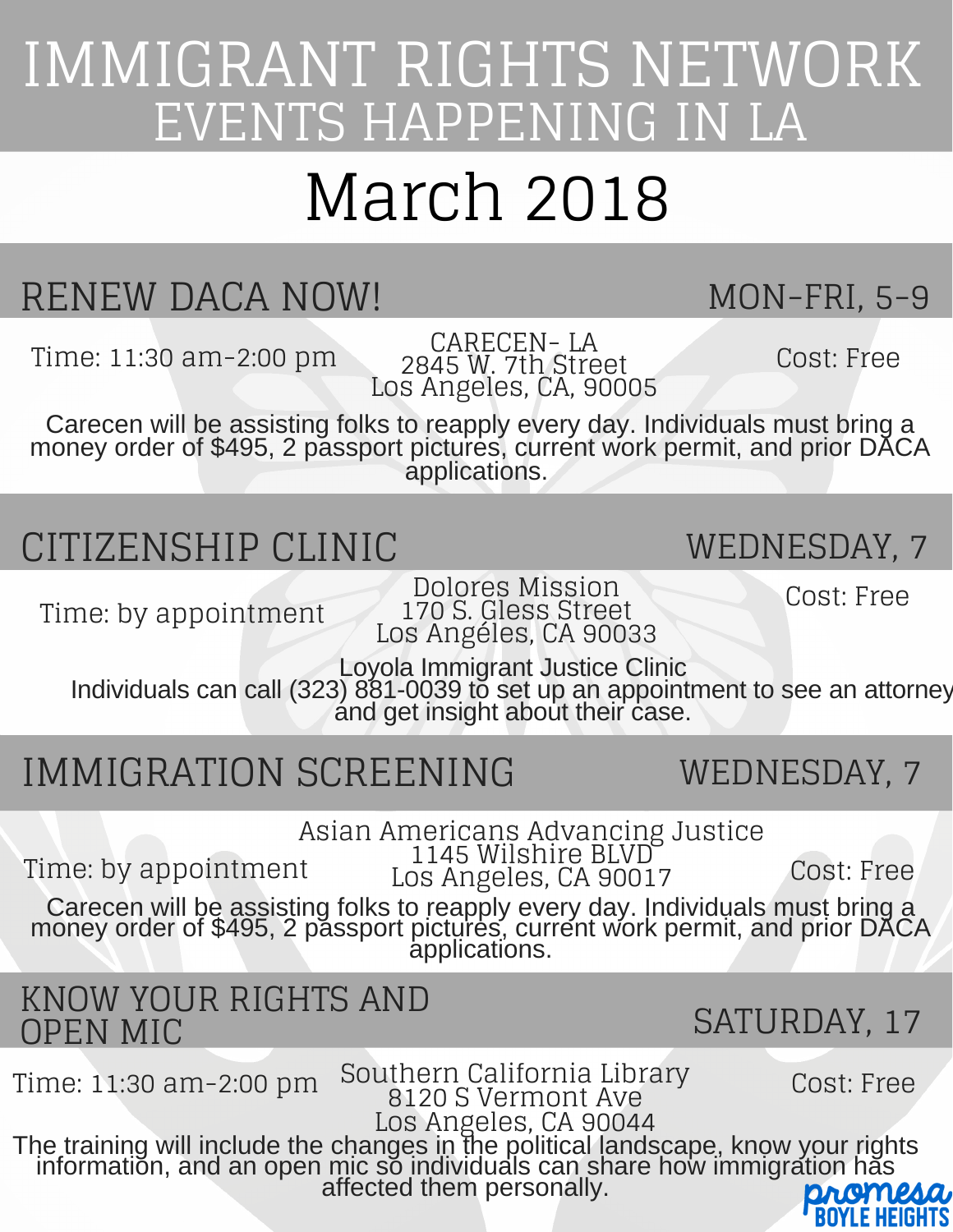# IMMIGRANT RIGHTS NETWORK
## EVENTS HAPPENING IN LA

# March 2018

## RENEW DACA NOW! — MON-FRI, 5-9

Time: 11:30 am-2:00 pm

CARECEN- LA
2845 W. 7th Street
Los Angeles, CA, 90005

Cost: Free

Carecen will be assisting folks to reapply every day. Individuals must bring a money order of $495, 2 passport pictures, current work permit, and prior DACA applications.

## CITIZENSHIP CLINIC — WEDNESDAY, 7

Time: by appointment

Dolores Mission
170 S. Gless Street
Los Angéles, CA 90033

Cost: Free

Loyola Immigrant Justice Clinic
Individuals can call (323) 881-0039 to set up an appointment to see an attorney and get insight about their case.

## IMMIGRATION SCREENING — WEDNESDAY, 7

Time: by appointment

Asian Americans Advancing Justice
1145 Wilshire BLVD
Los Angeles, CA 90017

Cost: Free

Carecen will be assisting folks to reapply every day. Individuals must bring a money order of $495, 2 passport pictures, current work permit, and prior DACA applications.

## KNOW YOUR RIGHTS AND OPEN MIC — SATURDAY, 17

Time: 11:30 am-2:00 pm

Southern California Library
8120 S Vermont Ave
Los Angeles, CA 90044

Cost: Free

The training will include the changes in the political landscape, know your rights information, and an open mic so individuals can share how immigration has affected them personally.

promesa
BOYLE HEIGHTS